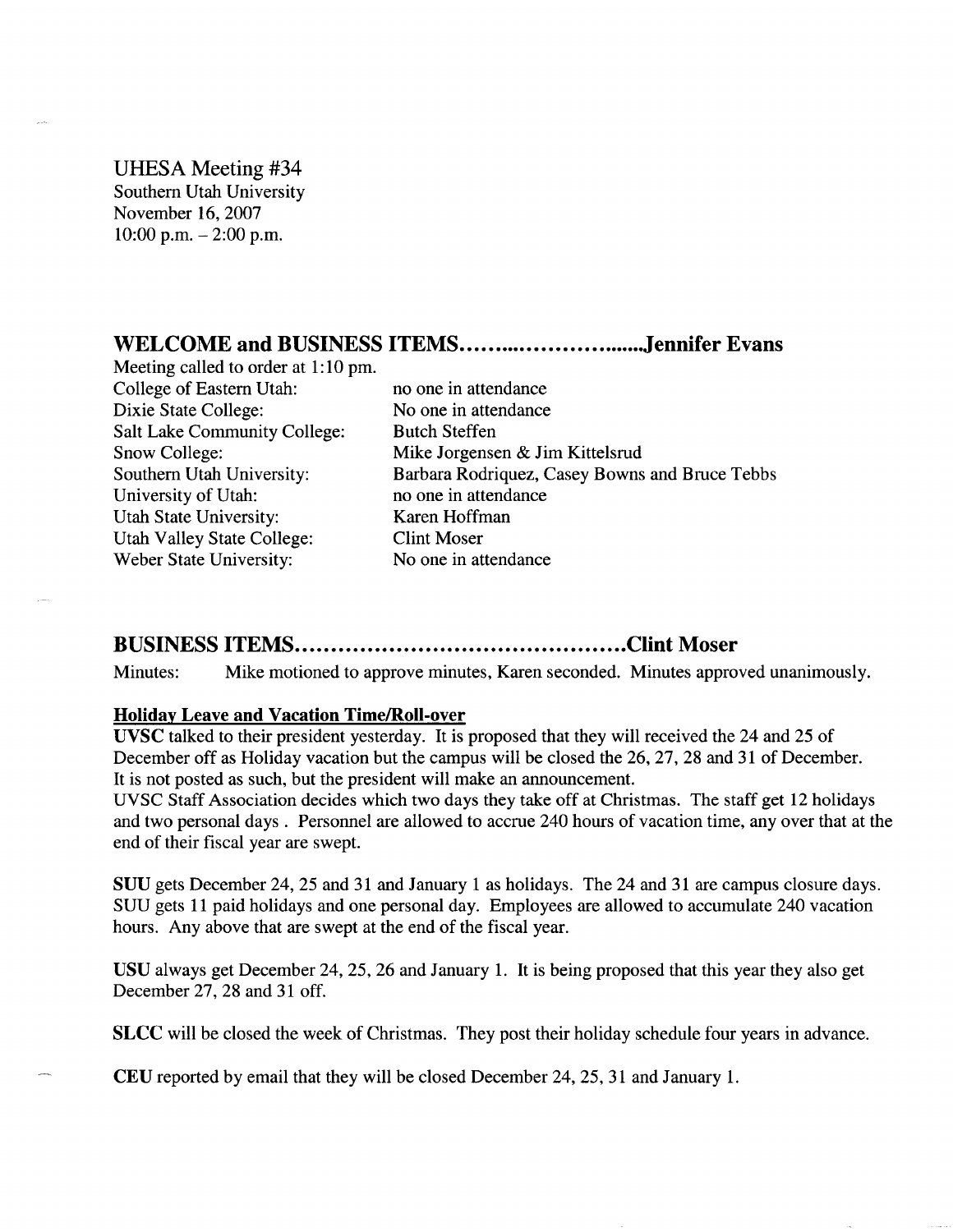UHESA Meeting #34
Southern Utah University
November 16, 2007
10:00 p.m. – 2:00 p.m.

## WELCOME and BUSINESS ITEMS……….................Jennifer Evans

Meeting called to order at 1:10 pm.

| | |
|---|---|
| College of Eastern Utah: | no one in attendance |
| Dixie State College: | No one in attendance |
| Salt Lake Community College: | Butch Steffen |
| Snow College: | Mike Jorgensen & Jim Kittelsrud |
| Southern Utah University: | Barbara Rodriquez, Casey Bowns and Bruce Tebbs |
| University of Utah: | no one in attendance |
| Utah State University: | Karen Hoffman |
| Utah Valley State College: | Clint Moser |
| Weber State University: | No one in attendance |

## BUSINESS ITEMS……………………………………….Clint Moser

Minutes: Mike motioned to approve minutes, Karen seconded. Minutes approved unanimously.

### Holiday Leave and Vacation Time/Roll-over

**UVSC** talked to their president yesterday. It is proposed that they will received the 24 and 25 of December off as Holiday vacation but the campus will be closed the 26, 27, 28 and 31 of December. It is not posted as such, but the president will make an announcement.
UVSC Staff Association decides which two days they take off at Christmas. The staff get 12 holidays and two personal days . Personnel are allowed to accrue 240 hours of vacation time, any over that at the end of their fiscal year are swept.

**SUU** gets December 24, 25 and 31 and January 1 as holidays. The 24 and 31 are campus closure days. SUU gets 11 paid holidays and one personal day. Employees are allowed to accumulate 240 vacation hours. Any above that are swept at the end of the fiscal year.

**USU** always get December 24, 25, 26 and January 1. It is being proposed that this year they also get December 27, 28 and 31 off.

**SLCC** will be closed the week of Christmas. They post their holiday schedule four years in advance.

**CEU** reported by email that they will be closed December 24, 25, 31 and January 1.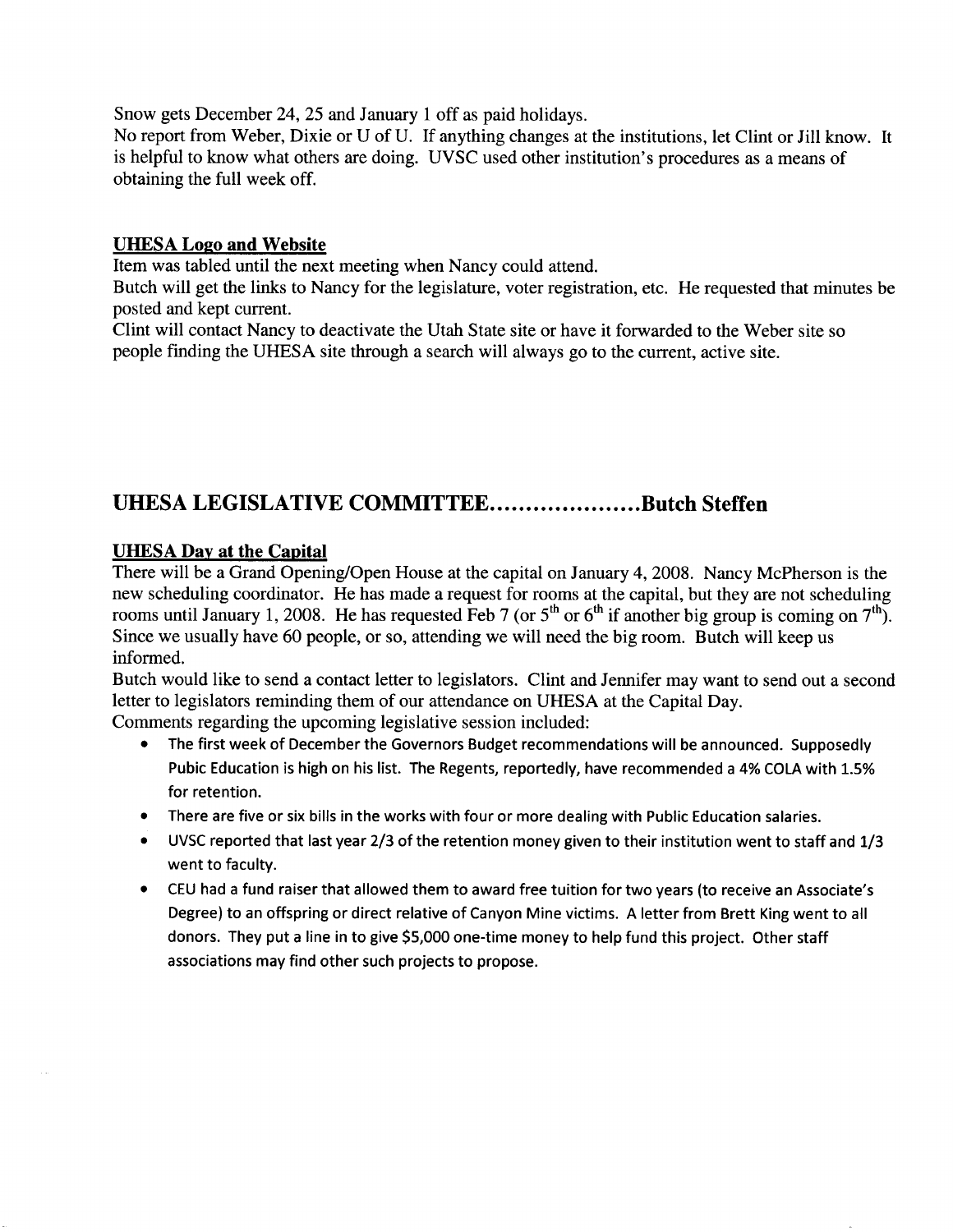Snow gets December 24, 25 and January 1 off as paid holidays.
No report from Weber, Dixie or U of U. If anything changes at the institutions, let Clint or Jill know. It is helpful to know what others are doing. UVSC used other institution's procedures as a means of obtaining the full week off.

**UHESA Logo and Website**

Item was tabled until the next meeting when Nancy could attend.
Butch will get the links to Nancy for the legislature, voter registration, etc. He requested that minutes be posted and kept current.
Clint will contact Nancy to deactivate the Utah State site or have it forwarded to the Weber site so people finding the UHESA site through a search will always go to the current, active site.

## UHESA LEGISLATIVE COMMITTEE....................Butch Steffen

**UHESA Day at the Capital**

There will be a Grand Opening/Open House at the capital on January 4, 2008. Nancy McPherson is the new scheduling coordinator. He has made a request for rooms at the capital, but they are not scheduling rooms until January 1, 2008. He has requested Feb 7 (or 5th or 6th if another big group is coming on 7th). Since we usually have 60 people, or so, attending we will need the big room. Butch will keep us informed.
Butch would like to send a contact letter to legislators. Clint and Jennifer may want to send out a second letter to legislators reminding them of our attendance on UHESA at the Capital Day.
Comments regarding the upcoming legislative session included:

- The first week of December the Governors Budget recommendations will be announced. Supposedly Pubic Education is high on his list. The Regents, reportedly, have recommended a 4% COLA with 1.5% for retention.
- There are five or six bills in the works with four or more dealing with Public Education salaries.
- UVSC reported that last year 2/3 of the retention money given to their institution went to staff and 1/3 went to faculty.
- CEU had a fund raiser that allowed them to award free tuition for two years (to receive an Associate's Degree) to an offspring or direct relative of Canyon Mine victims. A letter from Brett King went to all donors. They put a line in to give $5,000 one-time money to help fund this project. Other staff associations may find other such projects to propose.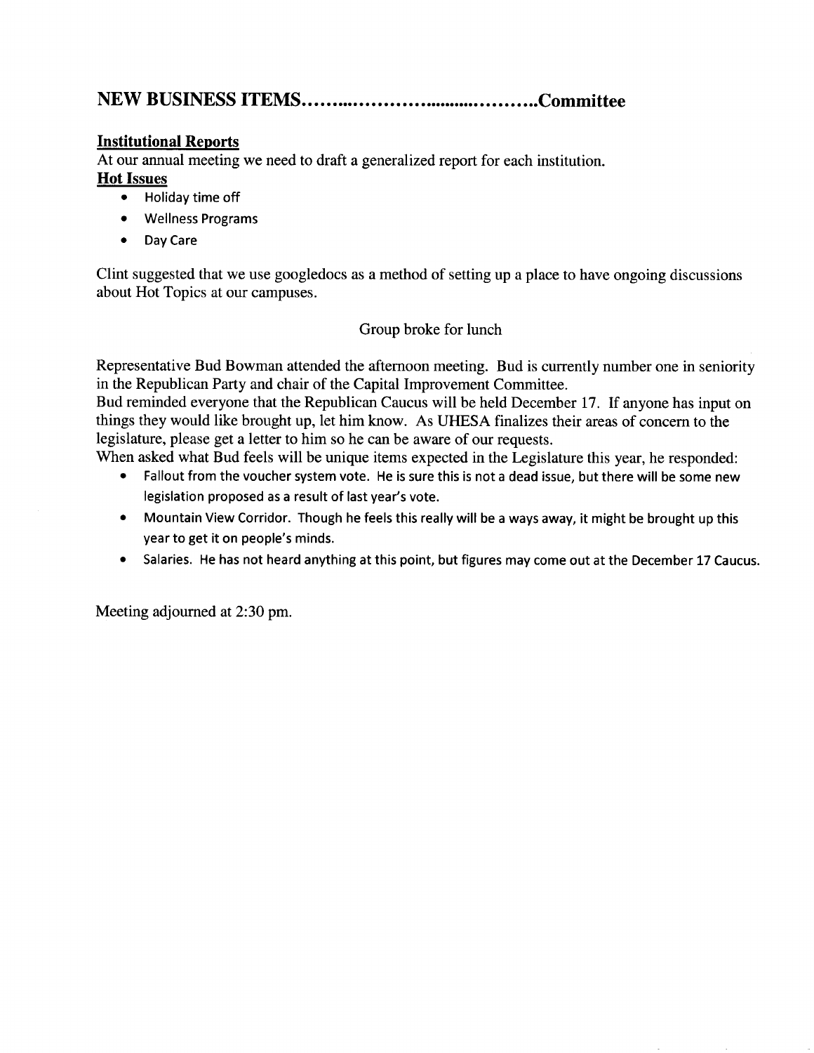## NEW BUSINESS ITEMS……...……………........………..Committee

**Institutional Reports**

At our annual meeting we need to draft a generalized report for each institution.

**Hot Issues**

- Holiday time off
- Wellness Programs
- Day Care

Clint suggested that we use googledocs as a method of setting up a place to have ongoing discussions about Hot Topics at our campuses.

Group broke for lunch

Representative Bud Bowman attended the afternoon meeting. Bud is currently number one in seniority in the Republican Party and chair of the Capital Improvement Committee.

Bud reminded everyone that the Republican Caucus will be held December 17. If anyone has input on things they would like brought up, let him know. As UHESA finalizes their areas of concern to the legislature, please get a letter to him so he can be aware of our requests.

When asked what Bud feels will be unique items expected in the Legislature this year, he responded:

- Fallout from the voucher system vote. He is sure this is not a dead issue, but there will be some new legislation proposed as a result of last year's vote.
- Mountain View Corridor. Though he feels this really will be a ways away, it might be brought up this year to get it on people's minds.
- Salaries. He has not heard anything at this point, but figures may come out at the December 17 Caucus.

Meeting adjourned at 2:30 pm.